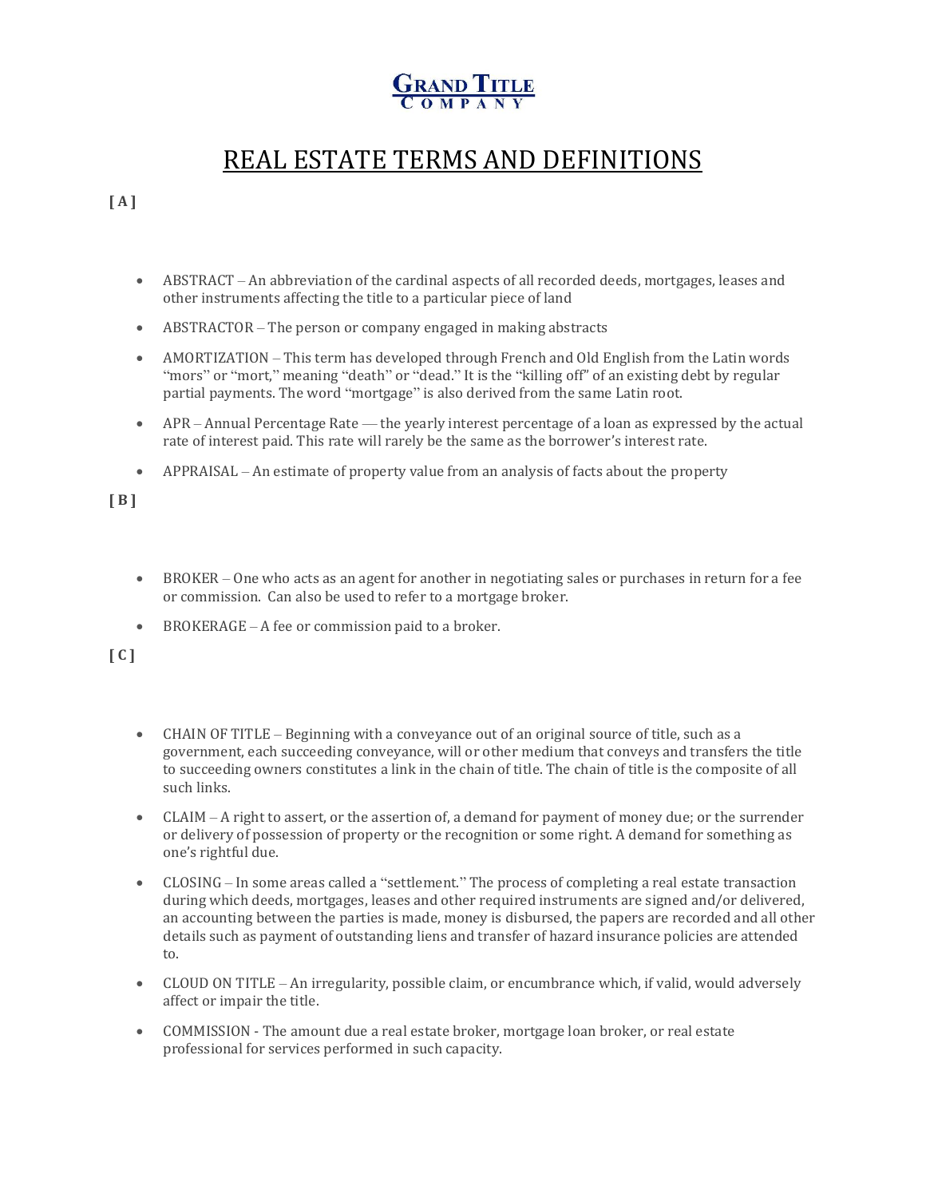**GRAND TITLE COMPANY**

# REAL ESTATE TERMS AND DEFINITIONS

**[ A ]**

- ABSTRACT – An abbreviation of the cardinal aspects of all recorded deeds, mortgages, leases and other instruments affecting the title to a particular piece of land
- ABSTRACTOR – The person or company engaged in making abstracts
- AMORTIZATION – This term has developed through French and Old English from the Latin words "mors" or "mort," meaning "death" or "dead." It is the "killing off" of an existing debt by regular partial payments. The word "mortgage" is also derived from the same Latin root.
- APR – Annual Percentage Rate — the yearly interest percentage of a loan as expressed by the actual rate of interest paid. This rate will rarely be the same as the borrower's interest rate.
- APPRAISAL – An estimate of property value from an analysis of facts about the property

**[ B ]**

- BROKER – One who acts as an agent for another in negotiating sales or purchases in return for a fee or commission. Can also be used to refer to a mortgage broker.
- BROKERAGE – A fee or commission paid to a broker.

**[ C ]**

- CHAIN OF TITLE – Beginning with a conveyance out of an original source of title, such as a government, each succeeding conveyance, will or other medium that conveys and transfers the title to succeeding owners constitutes a link in the chain of title. The chain of title is the composite of all such links.
- CLAIM – A right to assert, or the assertion of, a demand for payment of money due; or the surrender or delivery of possession of property or the recognition or some right. A demand for something as one's rightful due.
- CLOSING – In some areas called a "settlement." The process of completing a real estate transaction during which deeds, mortgages, leases and other required instruments are signed and/or delivered, an accounting between the parties is made, money is disbursed, the papers are recorded and all other details such as payment of outstanding liens and transfer of hazard insurance policies are attended to.
- CLOUD ON TITLE – An irregularity, possible claim, or encumbrance which, if valid, would adversely affect or impair the title.
- COMMISSION - The amount due a real estate broker, mortgage loan broker, or real estate professional for services performed in such capacity.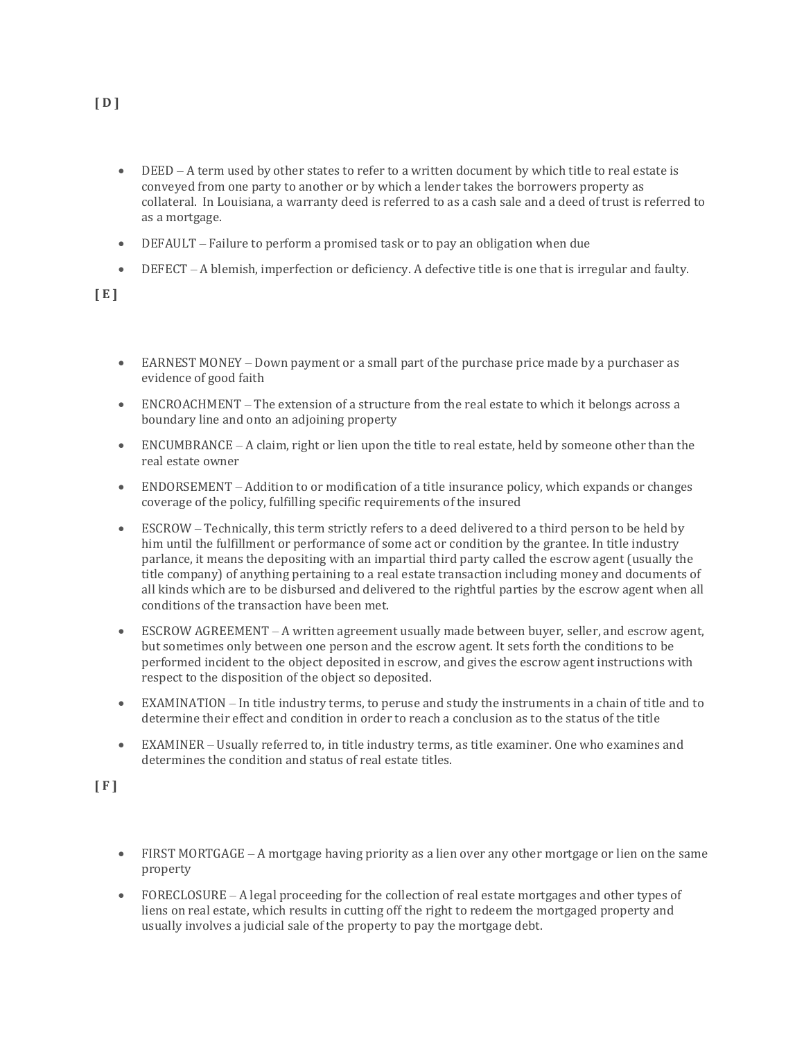**[ D ]**

- DEED – A term used by other states to refer to a written document by which title to real estate is conveyed from one party to another or by which a lender takes the borrowers property as collateral. In Louisiana, a warranty deed is referred to as a cash sale and a deed of trust is referred to as a mortgage.
- DEFAULT – Failure to perform a promised task or to pay an obligation when due
- DEFECT – A blemish, imperfection or deficiency. A defective title is one that is irregular and faulty.

**[ E ]**

- EARNEST MONEY – Down payment or a small part of the purchase price made by a purchaser as evidence of good faith
- ENCROACHMENT – The extension of a structure from the real estate to which it belongs across a boundary line and onto an adjoining property
- ENCUMBRANCE – A claim, right or lien upon the title to real estate, held by someone other than the real estate owner
- ENDORSEMENT – Addition to or modification of a title insurance policy, which expands or changes coverage of the policy, fulfilling specific requirements of the insured
- ESCROW – Technically, this term strictly refers to a deed delivered to a third person to be held by him until the fulfillment or performance of some act or condition by the grantee. In title industry parlance, it means the depositing with an impartial third party called the escrow agent (usually the title company) of anything pertaining to a real estate transaction including money and documents of all kinds which are to be disbursed and delivered to the rightful parties by the escrow agent when all conditions of the transaction have been met.
- ESCROW AGREEMENT – A written agreement usually made between buyer, seller, and escrow agent, but sometimes only between one person and the escrow agent. It sets forth the conditions to be performed incident to the object deposited in escrow, and gives the escrow agent instructions with respect to the disposition of the object so deposited.
- EXAMINATION – In title industry terms, to peruse and study the instruments in a chain of title and to determine their effect and condition in order to reach a conclusion as to the status of the title
- EXAMINER – Usually referred to, in title industry terms, as title examiner. One who examines and determines the condition and status of real estate titles.

**[ F ]**

- FIRST MORTGAGE – A mortgage having priority as a lien over any other mortgage or lien on the same property
- FORECLOSURE – A legal proceeding for the collection of real estate mortgages and other types of liens on real estate, which results in cutting off the right to redeem the mortgaged property and usually involves a judicial sale of the property to pay the mortgage debt.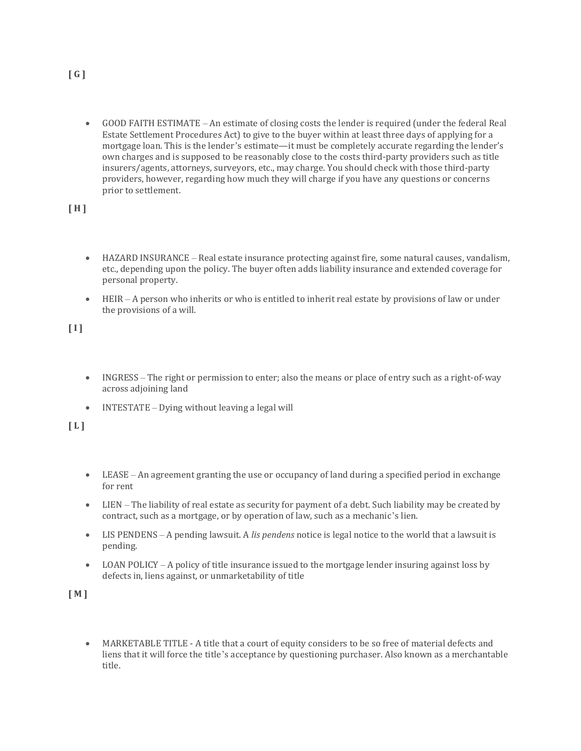**[ G ]**

- GOOD FAITH ESTIMATE – An estimate of closing costs the lender is required (under the federal Real Estate Settlement Procedures Act) to give to the buyer within at least three days of applying for a mortgage loan. This is the lender's estimate—it must be completely accurate regarding the lender's own charges and is supposed to be reasonably close to the costs third-party providers such as title insurers/agents, attorneys, surveyors, etc., may charge. You should check with those third-party providers, however, regarding how much they will charge if you have any questions or concerns prior to settlement.

**[ H ]**

- HAZARD INSURANCE – Real estate insurance protecting against fire, some natural causes, vandalism, etc., depending upon the policy. The buyer often adds liability insurance and extended coverage for personal property.
- HEIR – A person who inherits or who is entitled to inherit real estate by provisions of law or under the provisions of a will.

**[ I ]**

- INGRESS – The right or permission to enter; also the means or place of entry such as a right-of-way across adjoining land
- INTESTATE – Dying without leaving a legal will

**[ L ]**

- LEASE – An agreement granting the use or occupancy of land during a specified period in exchange for rent
- LIEN – The liability of real estate as security for payment of a debt. Such liability may be created by contract, such as a mortgage, or by operation of law, such as a mechanic's lien.
- LIS PENDENS – A pending lawsuit. A *lis pendens* notice is legal notice to the world that a lawsuit is pending.
- LOAN POLICY – A policy of title insurance issued to the mortgage lender insuring against loss by defects in, liens against, or unmarketability of title

**[ M ]**

- MARKETABLE TITLE - A title that a court of equity considers to be so free of material defects and liens that it will force the title's acceptance by questioning purchaser. Also known as a merchantable title.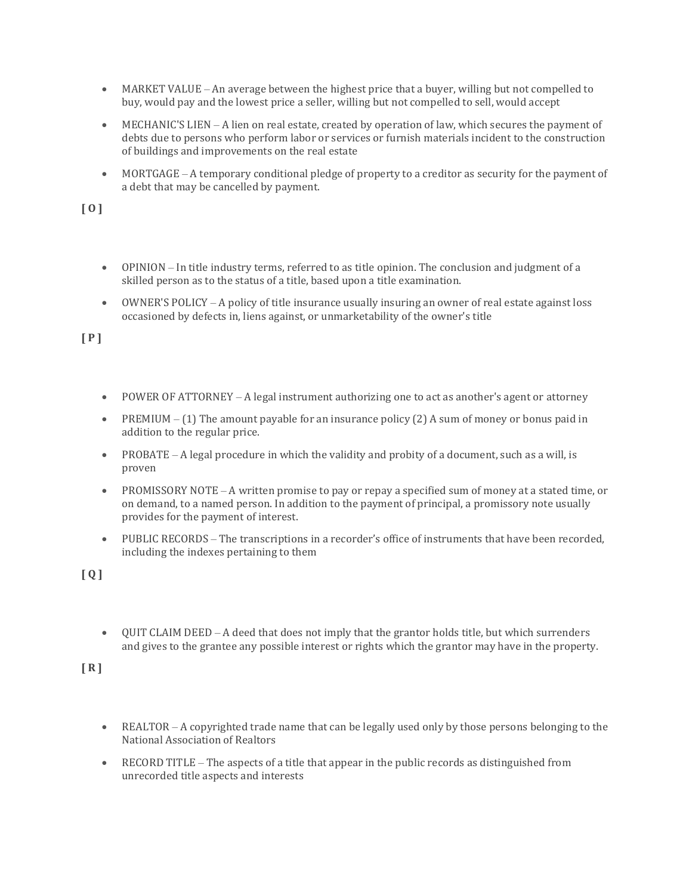- MARKET VALUE – An average between the highest price that a buyer, willing but not compelled to buy, would pay and the lowest price a seller, willing but not compelled to sell, would accept
- MECHANIC'S LIEN – A lien on real estate, created by operation of law, which secures the payment of debts due to persons who perform labor or services or furnish materials incident to the construction of buildings and improvements on the real estate
- MORTGAGE – A temporary conditional pledge of property to a creditor as security for the payment of a debt that may be cancelled by payment.

**[ O ]**

- OPINION – In title industry terms, referred to as title opinion. The conclusion and judgment of a skilled person as to the status of a title, based upon a title examination.
- OWNER'S POLICY – A policy of title insurance usually insuring an owner of real estate against loss occasioned by defects in, liens against, or unmarketability of the owner's title

**[ P ]**

- POWER OF ATTORNEY – A legal instrument authorizing one to act as another's agent or attorney
- PREMIUM – (1) The amount payable for an insurance policy (2) A sum of money or bonus paid in addition to the regular price.
- PROBATE – A legal procedure in which the validity and probity of a document, such as a will, is proven
- PROMISSORY NOTE – A written promise to pay or repay a specified sum of money at a stated time, or on demand, to a named person. In addition to the payment of principal, a promissory note usually provides for the payment of interest.
- PUBLIC RECORDS – The transcriptions in a recorder's office of instruments that have been recorded, including the indexes pertaining to them

**[ Q ]**

- QUIT CLAIM DEED – A deed that does not imply that the grantor holds title, but which surrenders and gives to the grantee any possible interest or rights which the grantor may have in the property.

**[ R ]**

- REALTOR – A copyrighted trade name that can be legally used only by those persons belonging to the National Association of Realtors
- RECORD TITLE – The aspects of a title that appear in the public records as distinguished from unrecorded title aspects and interests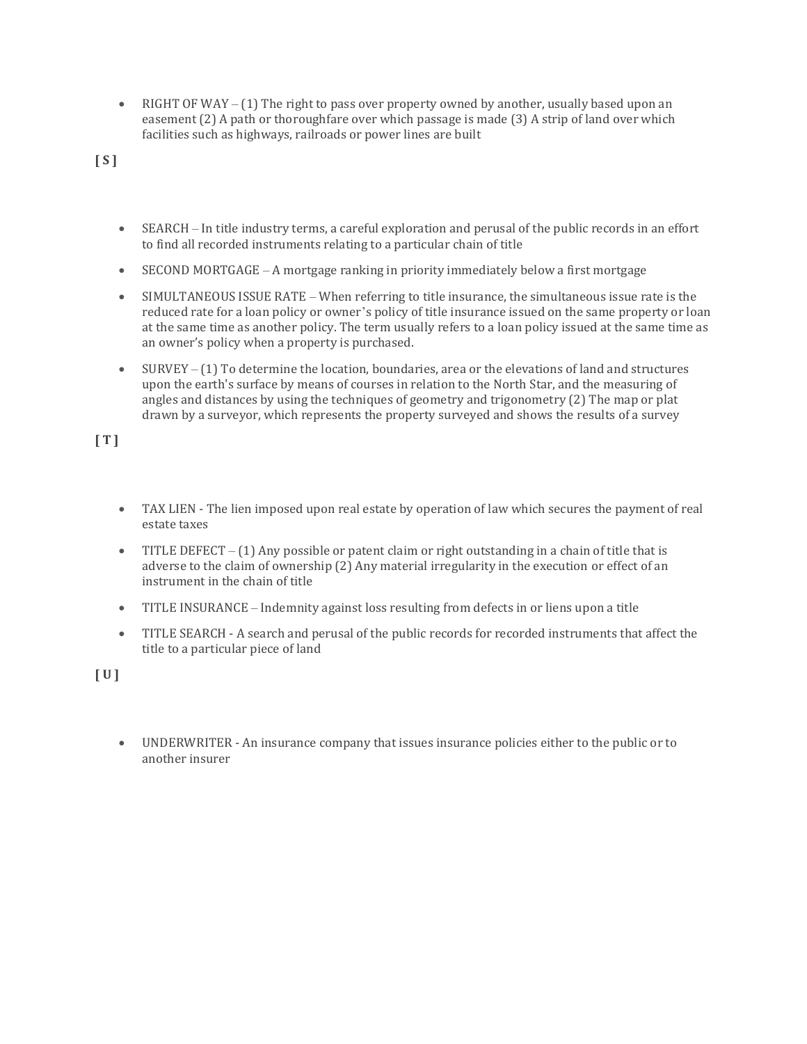- RIGHT OF WAY – (1) The right to pass over property owned by another, usually based upon an easement (2) A path or thoroughfare over which passage is made (3) A strip of land over which facilities such as highways, railroads or power lines are built

**[ S ]**

- SEARCH – In title industry terms, a careful exploration and perusal of the public records in an effort to find all recorded instruments relating to a particular chain of title
- SECOND MORTGAGE – A mortgage ranking in priority immediately below a first mortgage
- SIMULTANEOUS ISSUE RATE – When referring to title insurance, the simultaneous issue rate is the reduced rate for a loan policy or owner's policy of title insurance issued on the same property or loan at the same time as another policy. The term usually refers to a loan policy issued at the same time as an owner's policy when a property is purchased.
- SURVEY – (1) To determine the location, boundaries, area or the elevations of land and structures upon the earth's surface by means of courses in relation to the North Star, and the measuring of angles and distances by using the techniques of geometry and trigonometry (2) The map or plat drawn by a surveyor, which represents the property surveyed and shows the results of a survey

**[ T ]**

- TAX LIEN - The lien imposed upon real estate by operation of law which secures the payment of real estate taxes
- TITLE DEFECT – (1) Any possible or patent claim or right outstanding in a chain of title that is adverse to the claim of ownership (2) Any material irregularity in the execution or effect of an instrument in the chain of title
- TITLE INSURANCE – Indemnity against loss resulting from defects in or liens upon a title
- TITLE SEARCH - A search and perusal of the public records for recorded instruments that affect the title to a particular piece of land

**[ U ]**

- UNDERWRITER - An insurance company that issues insurance policies either to the public or to another insurer